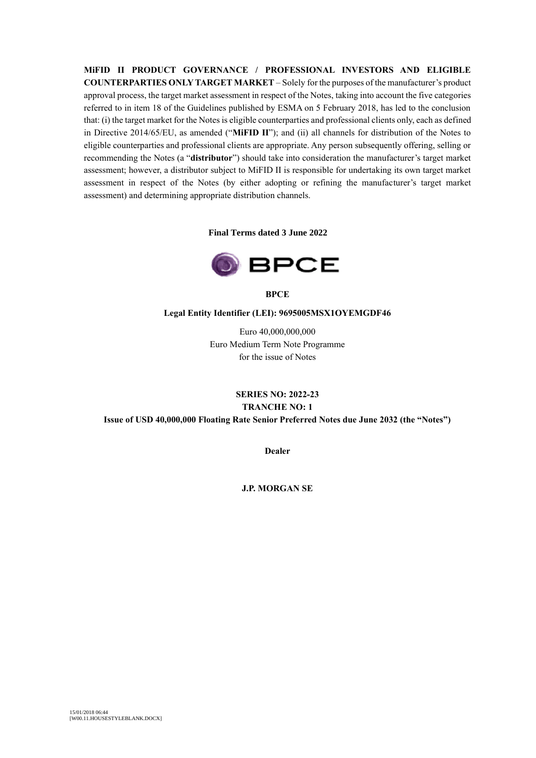**MiFID II PRODUCT GOVERNANCE / PROFESSIONAL INVESTORS AND ELIGIBLE COUNTERPARTIES ONLY TARGET MARKET** – Solely for the purposes of the manufacturer's product approval process, the target market assessment in respect of the Notes, taking into account the five categories referred to in item 18 of the Guidelines published by ESMA on 5 February 2018, has led to the conclusion that: (i) the target market for the Notes is eligible counterparties and professional clients only, each as defined in Directive 2014/65/EU, as amended ("**MiFID II**"); and (ii) all channels for distribution of the Notes to eligible counterparties and professional clients are appropriate. Any person subsequently offering, selling or recommending the Notes (a "**distributor**") should take into consideration the manufacturer's target market assessment; however, a distributor subject to MiFID II is responsible for undertaking its own target market assessment in respect of the Notes (by either adopting or refining the manufacturer's target market assessment) and determining appropriate distribution channels.

**Final Terms dated 3 June 2022**

BPCE

**BPCE**

**Legal Entity Identifier (LEI): 9695005MSX1OYEMGDF46**

Euro 40,000,000,000
Euro Medium Term Note Programme
for the issue of Notes

**SERIES NO: 2022-23**

**TRANCHE NO: 1**

**Issue of USD 40,000,000 Floating Rate Senior Preferred Notes due June 2032 (the "Notes")**

**Dealer**

**J.P. MORGAN SE**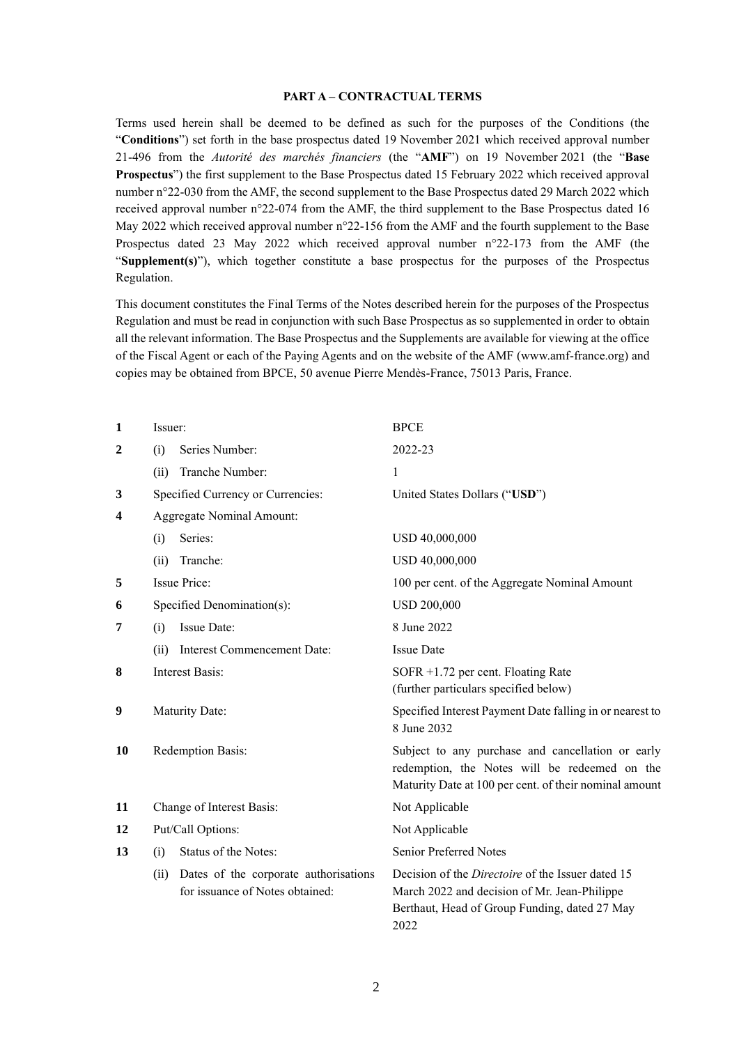**PART A – CONTRACTUAL TERMS**

Terms used herein shall be deemed to be defined as such for the purposes of the Conditions (the "**Conditions**") set forth in the base prospectus dated 19 November 2021 which received approval number 21-496 from the *Autorité des marchés financiers* (the "**AMF**") on 19 November 2021 (the "**Base Prospectus**") the first supplement to the Base Prospectus dated 15 February 2022 which received approval number n°22-030 from the AMF, the second supplement to the Base Prospectus dated 29 March 2022 which received approval number n°22-074 from the AMF, the third supplement to the Base Prospectus dated 16 May 2022 which received approval number n°22-156 from the AMF and the fourth supplement to the Base Prospectus dated 23 May 2022 which received approval number n°22-173 from the AMF (the "**Supplement(s)**"), which together constitute a base prospectus for the purposes of the Prospectus Regulation.

This document constitutes the Final Terms of the Notes described herein for the purposes of the Prospectus Regulation and must be read in conjunction with such Base Prospectus as so supplemented in order to obtain all the relevant information. The Base Prospectus and the Supplements are available for viewing at the office of the Fiscal Agent or each of the Paying Agents and on the website of the AMF (www.amf-france.org) and copies may be obtained from BPCE, 50 avenue Pierre Mendès-France, 75013 Paris, France.

| | | | |
|---|---|---|---|
| **1** | Issuer: | | BPCE |
| **2** | (i) | Series Number: | 2022-23 |
| | (ii) | Tranche Number: | 1 |
| **3** | Specified Currency or Currencies: | | United States Dollars ("**USD**") |
| **4** | Aggregate Nominal Amount: | | |
| | (i) | Series: | USD 40,000,000 |
| | (ii) | Tranche: | USD 40,000,000 |
| **5** | Issue Price: | | 100 per cent. of the Aggregate Nominal Amount |
| **6** | Specified Denomination(s): | | USD 200,000 |
| **7** | (i) | Issue Date: | 8 June 2022 |
| | (ii) | Interest Commencement Date: | Issue Date |
| **8** | Interest Basis: | | SOFR +1.72 per cent. Floating Rate (further particulars specified below) |
| **9** | Maturity Date: | | Specified Interest Payment Date falling in or nearest to 8 June 2032 |
| **10** | Redemption Basis: | | Subject to any purchase and cancellation or early redemption, the Notes will be redeemed on the Maturity Date at 100 per cent. of their nominal amount |
| **11** | Change of Interest Basis: | | Not Applicable |
| **12** | Put/Call Options: | | Not Applicable |
| **13** | (i) | Status of the Notes: | Senior Preferred Notes |
| | (ii) | Dates of the corporate authorisations for issuance of Notes obtained: | Decision of the *Directoire* of the Issuer dated 15 March 2022 and decision of Mr. Jean-Philippe Berthaut, Head of Group Funding, dated 27 May 2022 |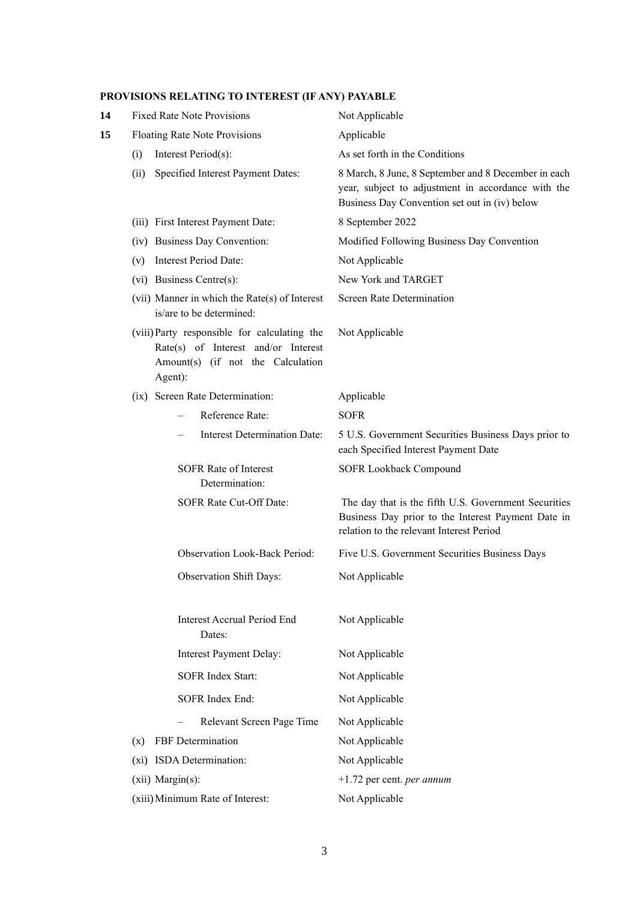**PROVISIONS RELATING TO INTEREST (IF ANY) PAYABLE**

| | | | |
|---|---|---|---|
| **14** | Fixed Rate Note Provisions | | Not Applicable |
| **15** | Floating Rate Note Provisions | | Applicable |
| | (i) | Interest Period(s): | As set forth in the Conditions |
| | (ii) | Specified Interest Payment Dates: | 8 March, 8 June, 8 September and 8 December in each year, subject to adjustment in accordance with the Business Day Convention set out in (iv) below |
| | (iii) | First Interest Payment Date: | 8 September 2022 |
| | (iv) | Business Day Convention: | Modified Following Business Day Convention |
| | (v) | Interest Period Date: | Not Applicable |
| | (vi) | Business Centre(s): | New York and TARGET |
| | (vii) | Manner in which the Rate(s) of Interest is/are to be determined: | Screen Rate Determination |
| | (viii) | Party responsible for calculating the Rate(s) of Interest and/or Interest Amount(s) (if not the Calculation Agent): | Not Applicable |
| | (ix) | Screen Rate Determination: | Applicable |
| | | – Reference Rate: | SOFR |
| | | – Interest Determination Date: | 5 U.S. Government Securities Business Days prior to each Specified Interest Payment Date |
| | | SOFR Rate of Interest Determination: | SOFR Lookback Compound |
| | | SOFR Rate Cut-Off Date: | The day that is the fifth U.S. Government Securities Business Day prior to the Interest Payment Date in relation to the relevant Interest Period |
| | | Observation Look-Back Period: | Five U.S. Government Securities Business Days |
| | | Observation Shift Days: | Not Applicable |
| | | Interest Accrual Period End Dates: | Not Applicable |
| | | Interest Payment Delay: | Not Applicable |
| | | SOFR Index Start: | Not Applicable |
| | | SOFR Index End: | Not Applicable |
| | | – Relevant Screen Page Time | Not Applicable |
| | (x) | FBF Determination | Not Applicable |
| | (xi) | ISDA Determination: | Not Applicable |
| | (xii) | Margin(s): | +1.72 per cent. *per annum* |
| | (xiii) | Minimum Rate of Interest: | Not Applicable |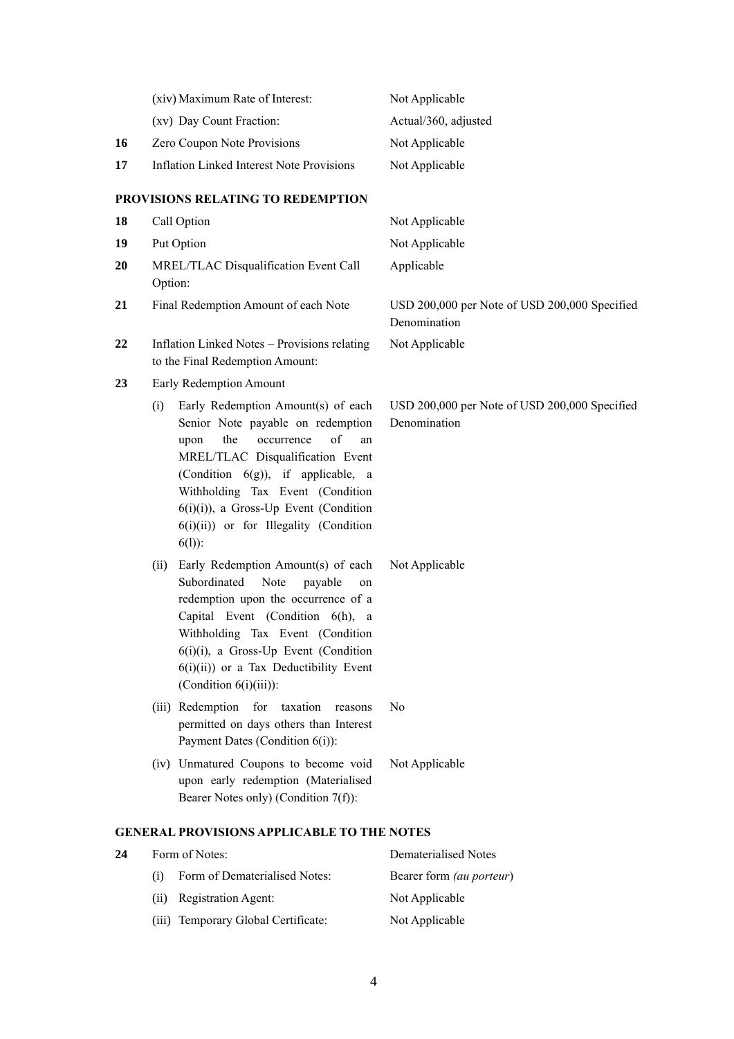| | | |
|---|---|---|
| | (xiv) Maximum Rate of Interest: | Not Applicable |
| | (xv) Day Count Fraction: | Actual/360, adjusted |
| **16** | Zero Coupon Note Provisions | Not Applicable |
| **17** | Inflation Linked Interest Note Provisions | Not Applicable |

**PROVISIONS RELATING TO REDEMPTION**

| | | |
|---|---|---|
| **18** | Call Option | Not Applicable |
| **19** | Put Option | Not Applicable |
| **20** | MREL/TLAC Disqualification Event Call Option: | Applicable |
| **21** | Final Redemption Amount of each Note | USD 200,000 per Note of USD 200,000 Specified Denomination |
| **22** | Inflation Linked Notes – Provisions relating to the Final Redemption Amount: | Not Applicable |
| **23** | Early Redemption Amount | |
| | (i) Early Redemption Amount(s) of each Senior Note payable on redemption upon the occurrence of an MREL/TLAC Disqualification Event (Condition 6(g)), if applicable, a Withholding Tax Event (Condition 6(i)(i)), a Gross-Up Event (Condition 6(i)(ii)) or for Illegality (Condition 6(l)): | USD 200,000 per Note of USD 200,000 Specified Denomination |
| | (ii) Early Redemption Amount(s) of each Subordinated Note payable on redemption upon the occurrence of a Capital Event (Condition 6(h), a Withholding Tax Event (Condition 6(i)(i), a Gross-Up Event (Condition 6(i)(ii)) or a Tax Deductibility Event (Condition 6(i)(iii)): | Not Applicable |
| | (iii) Redemption for taxation reasons permitted on days others than Interest Payment Dates (Condition 6(i)): | No |
| | (iv) Unmatured Coupons to become void upon early redemption (Materialised Bearer Notes only) (Condition 7(f)): | Not Applicable |

**GENERAL PROVISIONS APPLICABLE TO THE NOTES**

| | | |
|---|---|---|
| **24** | Form of Notes: | Dematerialised Notes |
| | (i) Form of Dematerialised Notes: | Bearer form *(au porteur)* |
| | (ii) Registration Agent: | Not Applicable |
| | (iii) Temporary Global Certificate: | Not Applicable |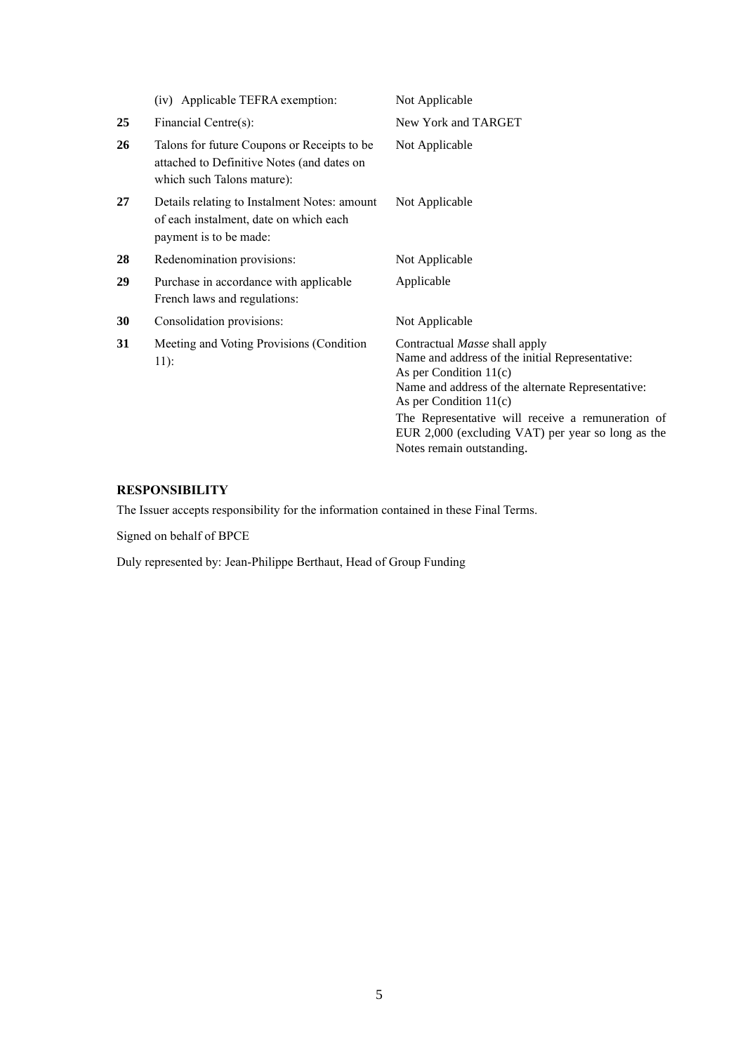| | | |
|---|---|---|
| | (iv) Applicable TEFRA exemption: | Not Applicable |
| **25** | Financial Centre(s): | New York and TARGET |
| **26** | Talons for future Coupons or Receipts to be attached to Definitive Notes (and dates on which such Talons mature): | Not Applicable |
| **27** | Details relating to Instalment Notes: amount of each instalment, date on which each payment is to be made: | Not Applicable |
| **28** | Redenomination provisions: | Not Applicable |
| **29** | Purchase in accordance with applicable French laws and regulations: | Applicable |
| **30** | Consolidation provisions: | Not Applicable |
| **31** | Meeting and Voting Provisions (Condition 11): | Contractual *Masse* shall apply<br>Name and address of the initial Representative: As per Condition 11(c)<br>Name and address of the alternate Representative: As per Condition 11(c)<br>The Representative will receive a remuneration of EUR 2,000 (excluding VAT) per year so long as the Notes remain outstanding. |

## RESPONSIBILITY

The Issuer accepts responsibility for the information contained in these Final Terms.

Signed on behalf of BPCE

Duly represented by: Jean-Philippe Berthaut, Head of Group Funding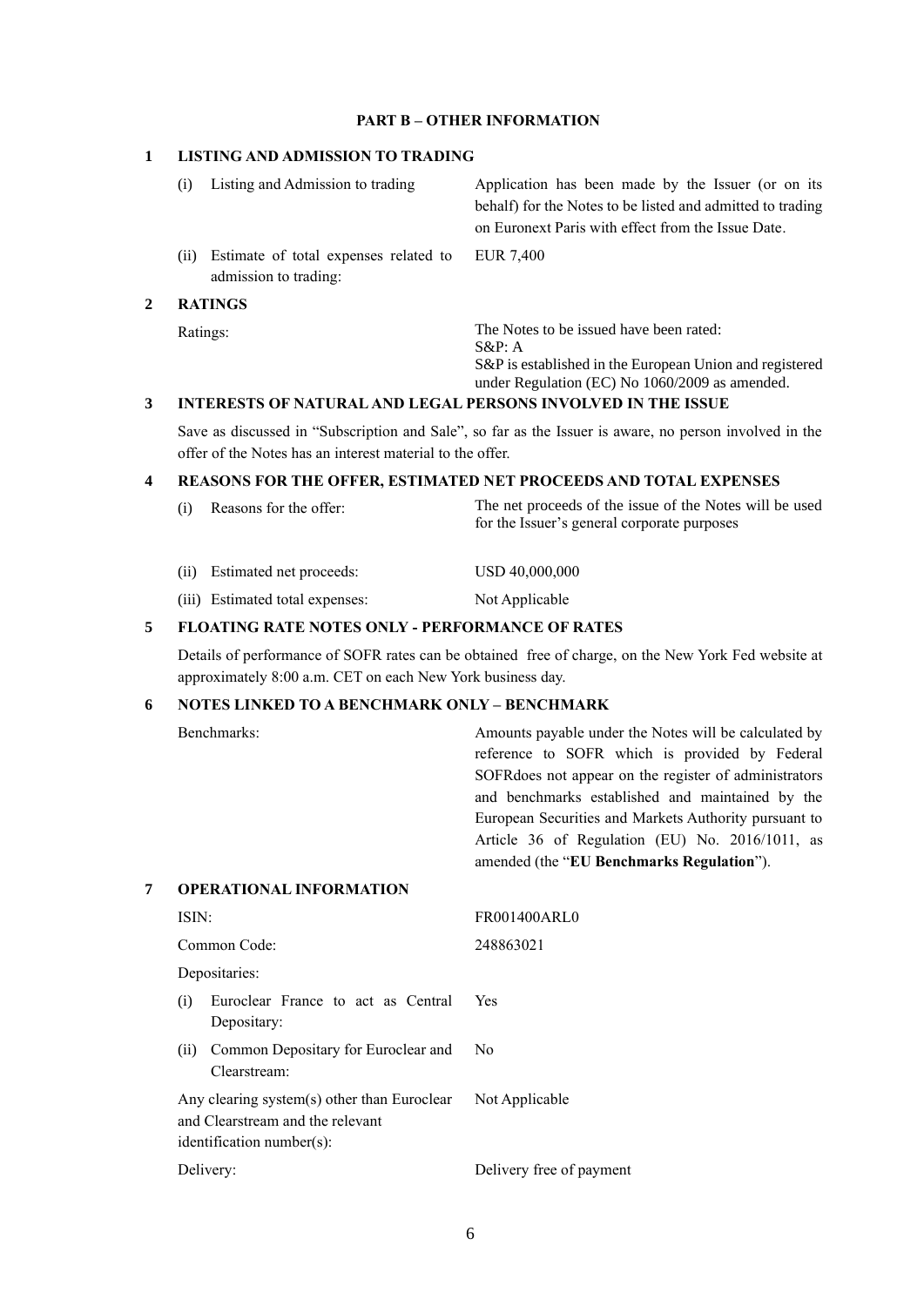## PART B – OTHER INFORMATION

### 1 LISTING AND ADMISSION TO TRADING

| | |
|---|---|
| (i) Listing and Admission to trading | Application has been made by the Issuer (or on its behalf) for the Notes to be listed and admitted to trading on Euronext Paris with effect from the Issue Date. |
| (ii) Estimate of total expenses related to admission to trading: | EUR 7,400 |

### 2 RATINGS

| | |
|---|---|
| Ratings: | The Notes to be issued have been rated:<br>S&P: A<br>S&P is established in the European Union and registered under Regulation (EC) No 1060/2009 as amended. |

### 3 INTERESTS OF NATURAL AND LEGAL PERSONS INVOLVED IN THE ISSUE

Save as discussed in "Subscription and Sale", so far as the Issuer is aware, no person involved in the offer of the Notes has an interest material to the offer.

### 4 REASONS FOR THE OFFER, ESTIMATED NET PROCEEDS AND TOTAL EXPENSES

| | |
|---|---|
| (i) Reasons for the offer: | The net proceeds of the issue of the Notes will be used for the Issuer's general corporate purposes |
| (ii) Estimated net proceeds: | USD 40,000,000 |
| (iii) Estimated total expenses: | Not Applicable |

### 5 FLOATING RATE NOTES ONLY - PERFORMANCE OF RATES

Details of performance of SOFR rates can be obtained free of charge, on the New York Fed website at approximately 8:00 a.m. CET on each New York business day.

### 6 NOTES LINKED TO A BENCHMARK ONLY – BENCHMARK

| | |
|---|---|
| Benchmarks: | Amounts payable under the Notes will be calculated by reference to SOFR which is provided by Federal SOFRdoes not appear on the register of administrators and benchmarks established and maintained by the European Securities and Markets Authority pursuant to Article 36 of Regulation (EU) No. 2016/1011, as amended (the "**EU Benchmarks Regulation**"). |

### 7 OPERATIONAL INFORMATION

| | |
|---|---|
| ISIN: | FR001400ARL0 |
| Common Code: | 248863021 |
| Depositaries: | |
| (i) Euroclear France to act as Central Depositary: | Yes |
| (ii) Common Depositary for Euroclear and Clearstream: | No |
| Any clearing system(s) other than Euroclear and Clearstream and the relevant identification number(s): | Not Applicable |
| Delivery: | Delivery free of payment |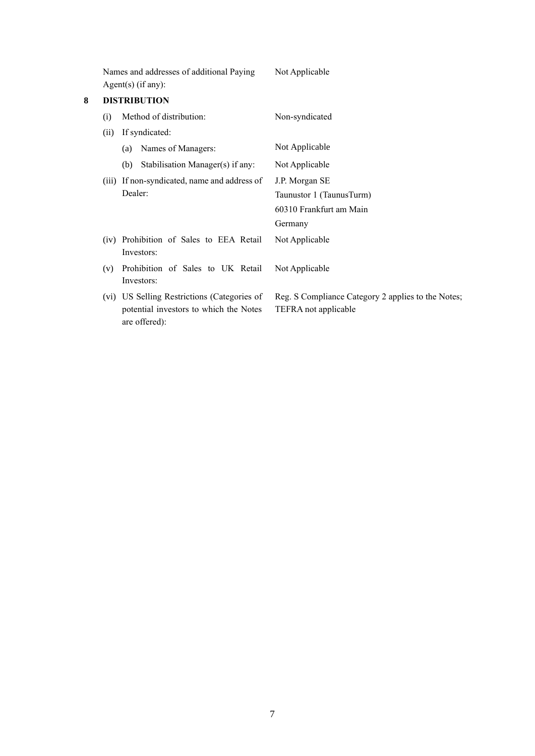| | |
|---|---|
| Names and addresses of additional Paying Agent(s) (if any): | Not Applicable |

## 8 DISTRIBUTION

| | | |
|---|---|---|
| (i) | Method of distribution: | Non-syndicated |
| (ii) | If syndicated: | |
| | (a) Names of Managers: | Not Applicable |
| | (b) Stabilisation Manager(s) if any: | Not Applicable |
| (iii) | If non-syndicated, name and address of Dealer: | J.P. Morgan SE<br>Taunustor 1 (TaunusTurm)<br>60310 Frankfurt am Main<br>Germany |
| (iv) | Prohibition of Sales to EEA Retail Investors: | Not Applicable |
| (v) | Prohibition of Sales to UK Retail Investors: | Not Applicable |
| (vi) | US Selling Restrictions (Categories of potential investors to which the Notes are offered): | Reg. S Compliance Category 2 applies to the Notes; TEFRA not applicable |